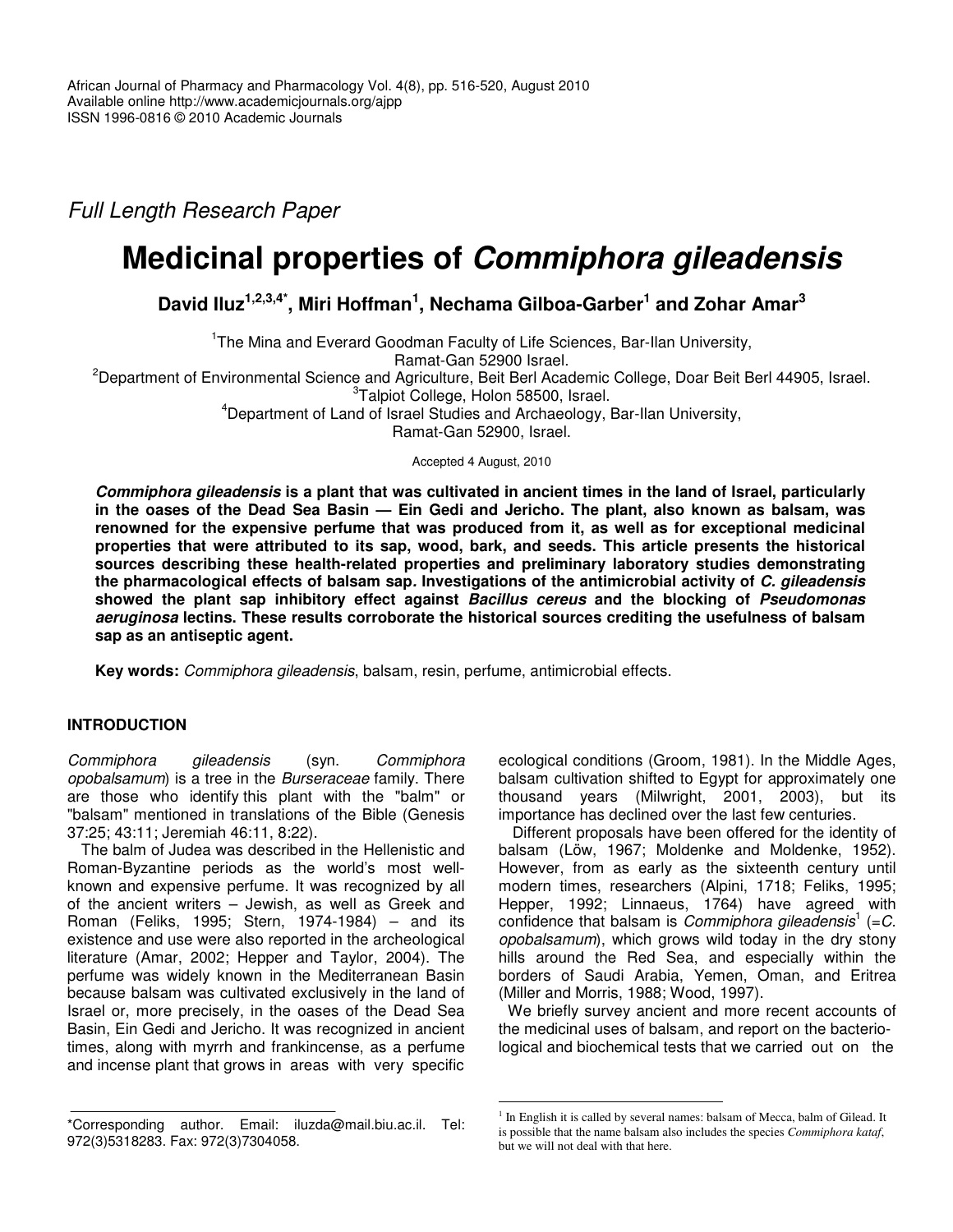Full Length Research Paper

# Medicinal properties of *Commiphora gileadensis*

**David Iluz[1,2,3,4*], Miri Hoffman[1], Nechama Gilboa-Garber[1] and Zohar Amar[3]**

[1]The Mina and Everard Goodman Faculty of Life Sciences, Bar-Ilan University, Ramat-Gan 52900 Israel.
[2]Department of Environmental Science and Agriculture, Beit Berl Academic College, Doar Beit Berl 44905, Israel.
[3]Talpiot College, Holon 58500, Israel.
[4]Department of Land of Israel Studies and Archaeology, Bar-Ilan University, Ramat-Gan 52900, Israel.

Accepted 4 August, 2010

***Commiphora gileadensis*** **is a plant that was cultivated in ancient times in the land of Israel, particularly in the oases of the Dead Sea Basin — Ein Gedi and Jericho. The plant, also known as balsam, was renowned for the expensive perfume that was produced from it, as well as for exceptional medicinal properties that were attributed to its sap, wood, bark, and seeds. This article presents the historical sources describing these health-related properties and preliminary laboratory studies demonstrating the pharmacological effects of balsam sap. Investigations of the antimicrobial activity of** ***C. gileadensis*** **showed the plant sap inhibitory effect against** ***Bacillus cereus*** **and the blocking of** ***Pseudomonas aeruginosa*** **lectins. These results corroborate the historical sources crediting the usefulness of balsam sap as an antiseptic agent.**

**Key words:** *Commiphora gileadensis*, balsam, resin, perfume, antimicrobial effects.

## INTRODUCTION

*Commiphora gileadensis* (syn. *Commiphora opobalsamum*) is a tree in the *Burseraceae* family. There are those who identify this plant with the "balm" or "balsam" mentioned in translations of the Bible (Genesis 37:25; 43:11; Jeremiah 46:11, 8:22).

The balm of Judea was described in the Hellenistic and Roman-Byzantine periods as the world's most well-known and expensive perfume. It was recognized by all of the ancient writers – Jewish, as well as Greek and Roman (Feliks, 1995; Stern, 1974-1984) – and its existence and use were also reported in the archeological literature (Amar, 2002; Hepper and Taylor, 2004). The perfume was widely known in the Mediterranean Basin because balsam was cultivated exclusively in the land of Israel or, more precisely, in the oases of the Dead Sea Basin, Ein Gedi and Jericho. It was recognized in ancient times, along with myrrh and frankincense, as a perfume and incense plant that grows in areas with very specific ecological conditions (Groom, 1981). In the Middle Ages, balsam cultivation shifted to Egypt for approximately one thousand years (Milwright, 2001, 2003), but its importance has declined over the last few centuries.

Different proposals have been offered for the identity of balsam (Löw, 1967; Moldenke and Moldenke, 1952). However, from as early as the sixteenth century until modern times, researchers (Alpini, 1718; Feliks, 1995; Hepper, 1992; Linnaeus, 1764) have agreed with confidence that balsam is *Commiphora gileadensis*[1] (=*C. opobalsamum*), which grows wild today in the dry stony hills around the Red Sea, and especially within the borders of Saudi Arabia, Yemen, Oman, and Eritrea (Miller and Morris, 1988; Wood, 1997).

We briefly survey ancient and more recent accounts of the medicinal uses of balsam, and report on the bacteriological and biochemical tests that we carried out on the

---

*Corresponding author. Email: iluzda@mail.biu.ac.il. Tel: 972(3)5318283. Fax: 972(3)7304058.

[1] In English it is called by several names: balsam of Mecca, balm of Gilead. It is possible that the name balsam also includes the species *Commiphora kataf*, but we will not deal with that here.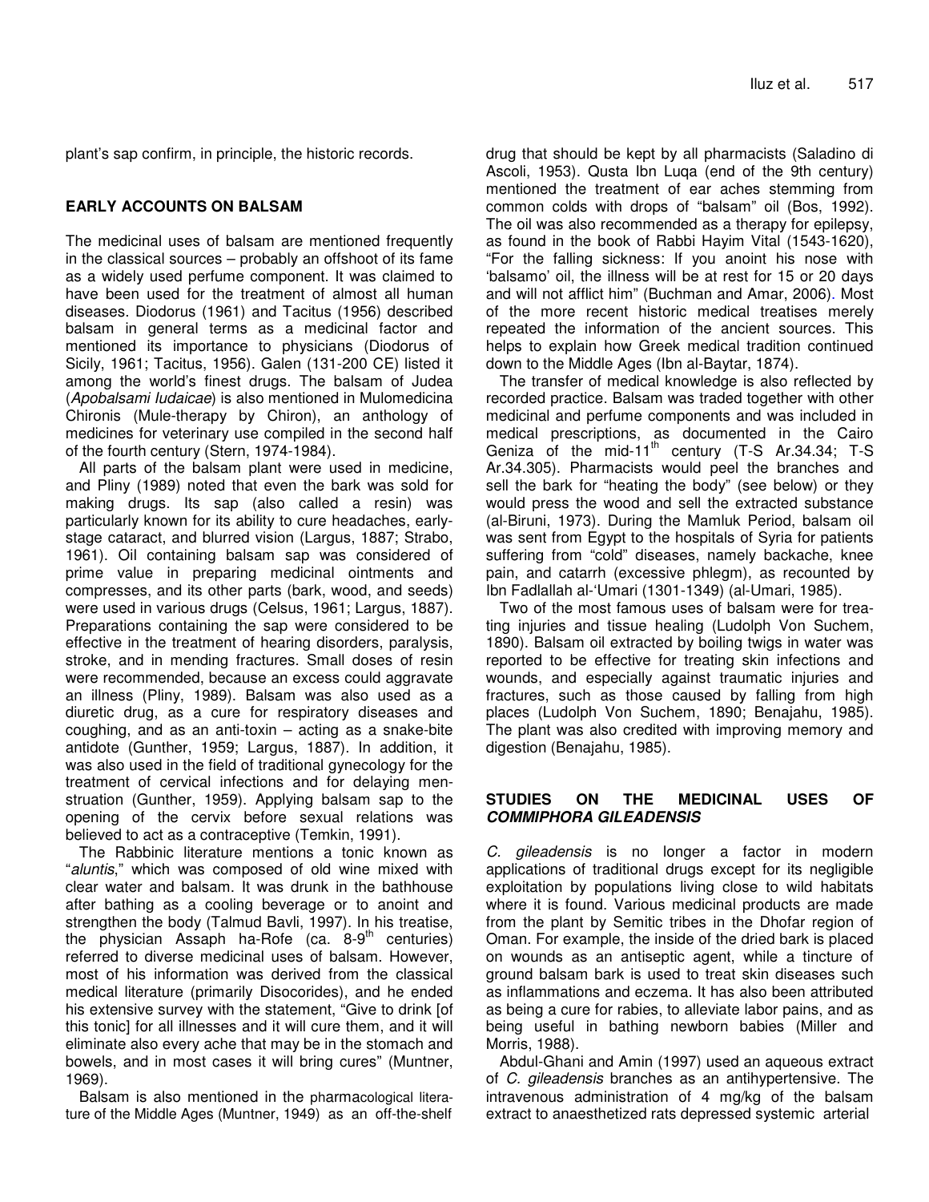plant's sap confirm, in principle, the historic records.

## EARLY ACCOUNTS ON BALSAM

The medicinal uses of balsam are mentioned frequently in the classical sources – probably an offshoot of its fame as a widely used perfume component. It was claimed to have been used for the treatment of almost all human diseases. Diodorus (1961) and Tacitus (1956) described balsam in general terms as a medicinal factor and mentioned its importance to physicians (Diodorus of Sicily, 1961; Tacitus, 1956). Galen (131-200 CE) listed it among the world's finest drugs. The balsam of Judea (*Apobalsami Iudaicae*) is also mentioned in Mulomedicina Chironis (Mule-therapy by Chiron), an anthology of medicines for veterinary use compiled in the second half of the fourth century (Stern, 1974-1984).

All parts of the balsam plant were used in medicine, and Pliny (1989) noted that even the bark was sold for making drugs. Its sap (also called a resin) was particularly known for its ability to cure headaches, early-stage cataract, and blurred vision (Largus, 1887; Strabo, 1961). Oil containing balsam sap was considered of prime value in preparing medicinal ointments and compresses, and its other parts (bark, wood, and seeds) were used in various drugs (Celsus, 1961; Largus, 1887). Preparations containing the sap were considered to be effective in the treatment of hearing disorders, paralysis, stroke, and in mending fractures. Small doses of resin were recommended, because an excess could aggravate an illness (Pliny, 1989). Balsam was also used as a diuretic drug, as a cure for respiratory diseases and coughing, and as an anti-toxin – acting as a snake-bite antidote (Gunther, 1959; Largus, 1887). In addition, it was also used in the field of traditional gynecology for the treatment of cervical infections and for delaying menstruation (Gunther, 1959). Applying balsam sap to the opening of the cervix before sexual relations was believed to act as a contraceptive (Temkin, 1991).

The Rabbinic literature mentions a tonic known as "*aluntis*," which was composed of old wine mixed with clear water and balsam. It was drunk in the bathhouse after bathing as a cooling beverage or to anoint and strengthen the body (Talmud Bavli, 1997). In his treatise, the physician Assaph ha-Rofe (ca. 8-9th centuries) referred to diverse medicinal uses of balsam. However, most of his information was derived from the classical medical literature (primarily Disocorides), and he ended his extensive survey with the statement, "Give to drink [of this tonic] for all illnesses and it will cure them, and it will eliminate also every ache that may be in the stomach and bowels, and in most cases it will bring cures" (Muntner, 1969).

Balsam is also mentioned in the pharmacological literature of the Middle Ages (Muntner, 1949) as an off-the-shelf drug that should be kept by all pharmacists (Saladino di Ascoli, 1953). Qusta Ibn Luqa (end of the 9th century) mentioned the treatment of ear aches stemming from common colds with drops of "balsam" oil (Bos, 1992). The oil was also recommended as a therapy for epilepsy, as found in the book of Rabbi Hayim Vital (1543-1620), "For the falling sickness: If you anoint his nose with 'balsamo' oil, the illness will be at rest for 15 or 20 days and will not afflict him" (Buchman and Amar, 2006). Most of the more recent historic medical treatises merely repeated the information of the ancient sources. This helps to explain how Greek medical tradition continued down to the Middle Ages (Ibn al-Baytar, 1874).

The transfer of medical knowledge is also reflected by recorded practice. Balsam was traded together with other medicinal and perfume components and was included in medical prescriptions, as documented in the Cairo Geniza of the mid-11th century (T-S Ar.34.34; T-S Ar.34.305). Pharmacists would peel the branches and sell the bark for "heating the body" (see below) or they would press the wood and sell the extracted substance (al-Biruni, 1973). During the Mamluk Period, balsam oil was sent from Egypt to the hospitals of Syria for patients suffering from "cold" diseases, namely backache, knee pain, and catarrh (excessive phlegm), as recounted by Ibn Fadlallah al-'Umari (1301-1349) (al-Umari, 1985).

Two of the most famous uses of balsam were for treating injuries and tissue healing (Ludolph Von Suchem, 1890). Balsam oil extracted by boiling twigs in water was reported to be effective for treating skin infections and wounds, and especially against traumatic injuries and fractures, such as those caused by falling from high places (Ludolph Von Suchem, 1890; Benajahu, 1985). The plant was also credited with improving memory and digestion (Benajahu, 1985).

## STUDIES ON THE MEDICINAL USES OF *COMMIPHORA GILEADENSIS*

*C. gileadensis* is no longer a factor in modern applications of traditional drugs except for its negligible exploitation by populations living close to wild habitats where it is found. Various medicinal products are made from the plant by Semitic tribes in the Dhofar region of Oman. For example, the inside of the dried bark is placed on wounds as an antiseptic agent, while a tincture of ground balsam bark is used to treat skin diseases such as inflammations and eczema. It has also been attributed as being a cure for rabies, to alleviate labor pains, and as being useful in bathing newborn babies (Miller and Morris, 1988).

Abdul-Ghani and Amin (1997) used an aqueous extract of *C. gileadensis* branches as an antihypertensive. The intravenous administration of 4 mg/kg of the balsam extract to anaesthetized rats depressed systemic arterial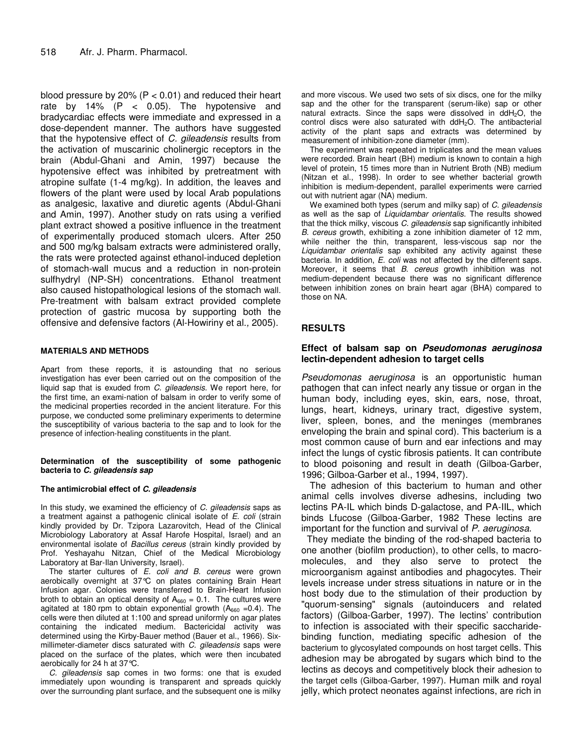blood pressure by 20% ($P < 0.01$) and reduced their heart rate by 14% ($P < 0.05$). The hypotensive and bradycardiac effects were immediate and expressed in a dose-dependent manner. The authors have suggested that the hypotensive effect of *C. gileadensis* results from the activation of muscarinic cholinergic receptors in the brain (Abdul-Ghani and Amin, 1997) because the hypotensive effect was inhibited by pretreatment with atropine sulfate (1-4 mg/kg). In addition, the leaves and flowers of the plant were used by local Arab populations as analgesic, laxative and diuretic agents (Abdul-Ghani and Amin, 1997). Another study on rats using a verified plant extract showed a positive influence in the treatment of experimentally produced stomach ulcers. After 250 and 500 mg/kg balsam extracts were administered orally, the rats were protected against ethanol-induced depletion of stomach-wall mucus and a reduction in non-protein sulfhydryl (NP-SH) concentrations. Ethanol treatment also caused histopathological lesions of the stomach wall. Pre-treatment with balsam extract provided complete protection of gastric mucosa by supporting both the offensive and defensive factors (Al-Howiriny et al., 2005).

## MATERIALS AND METHODS

Apart from these reports, it is astounding that no serious investigation has ever been carried out on the composition of the liquid sap that is exuded from *C. gileadensis*. We report here, for the first time, an exami-nation of balsam in order to verify some of the medicinal properties recorded in the ancient literature. For this purpose, we conducted some preliminary experiments to determine the susceptibility of various bacteria to the sap and to look for the presence of infection-healing constituents in the plant.

### Determination of the susceptibility of some pathogenic bacteria to *C. gileadensis sap*

#### The antimicrobial effect of *C. gileadensis*

In this study, we examined the efficiency of *C. gileadensis* saps as a treatment against a pathogenic clinical isolate of *E. coli* (strain kindly provided by Dr. Tzipora Lazarovitch, Head of the Clinical Microbiology Laboratory at Assaf Harofe Hospital, Israel) and an environmental isolate of *Bacillus cereus* (strain kindly provided by Prof. Yeshayahu Nitzan, Chief of the Medical Microbiology Laboratory at Bar-Ilan University, Israel).

The starter cultures of *E. coli and B. cereus* were grown aerobically overnight at 37°C on plates containing Brain Heart Infusion agar. Colonies were transferred to Brain-Heart Infusion broth to obtain an optical density of $A_{660} = 0.1$. The cultures were agitated at 180 rpm to obtain exponential growth ($A_{660} = 0.4$). The cells were then diluted at 1:100 and spread uniformly on agar plates containing the indicated medium. Bactericidal activity was determined using the Kirby-Bauer method (Bauer et al., 1966). Six-millimeter-diameter discs saturated with *C. gileadensis* saps were placed on the surface of the plates, which were then incubated aerobically for 24 h at 37°C.

*C. gileadensis* sap comes in two forms: one that is exuded immediately upon wounding is transparent and spreads quickly over the surrounding plant surface, and the subsequent one is milky and more viscous. We used two sets of six discs, one for the milky sap and the other for the transparent (serum-like) sap or other natural extracts. Since the saps were dissolved in $ddH_2O$, the control discs were also saturated with $ddH_2O$. The antibacterial activity of the plant saps and extracts was determined by measurement of inhibition-zone diameter (mm).

The experiment was repeated in triplicates and the mean values were recorded. Brain heart (BH) medium is known to contain a high level of protein, 15 times more than in Nutrient Broth (NB) medium (Nitzan et al., 1998). In order to see whether bacterial growth inhibition is medium-dependent, parallel experiments were carried out with nutrient agar (NA) medium.

We examined both types (serum and milky sap) of *C. gileadensis* as well as the sap of *Liquidambar orientalis*. The results showed that the thick milky, viscous *C. gileadensis* sap significantly inhibited *B. cereus* growth, exhibiting a zone inhibition diameter of 12 mm, while neither the thin, transparent, less-viscous sap nor the *Liquidambar orientalis* sap exhibited any activity against these bacteria. In addition, *E. coli* was not affected by the different saps. Moreover, it seems that *B. cereus* growth inhibition was not medium-dependent because there was no significant difference between inhibition zones on brain heart agar (BHA) compared to those on NA.

## RESULTS

### Effect of balsam sap on *Pseudomonas aeruginosa* lectin-dependent adhesion to target cells

*Pseudomonas aeruginosa* is an opportunistic human pathogen that can infect nearly any tissue or organ in the human body, including eyes, skin, ears, nose, throat, lungs, heart, kidneys, urinary tract, digestive system, liver, spleen, bones, and the meninges (membranes enveloping the brain and spinal cord). This bacterium is a most common cause of burn and ear infections and may infect the lungs of cystic fibrosis patients. It can contribute to blood poisoning and result in death (Gilboa-Garber, 1996; Gilboa-Garber et al., 1994, 1997).

The adhesion of this bacterium to human and other animal cells involves diverse adhesins, including two lectins PA-IL which binds D-galactose, and PA-IIL, which binds Lfucose (Gilboa-Garber, 1982 These lectins are important for the function and survival of *P. aeruginosa*.

They mediate the binding of the rod-shaped bacteria to one another (biofilm production), to other cells, to macro-molecules, and they also serve to protect the microorganism against antibodies and phagocytes. Their levels increase under stress situations in nature or in the host body due to the stimulation of their production by "quorum-sensing" signals (autoinducers and related factors) (Gilboa-Garber, 1997). The lectins' contribution to infection is associated with their specific saccharide-binding function, mediating specific adhesion of the bacterium to glycosylated compounds on host target cells. This adhesion may be abrogated by sugars which bind to the lectins as decoys and competitively block their adhesion to the target cells (Gilboa-Garber, 1997). Human milk and royal jelly, which protect neonates against infections, are rich in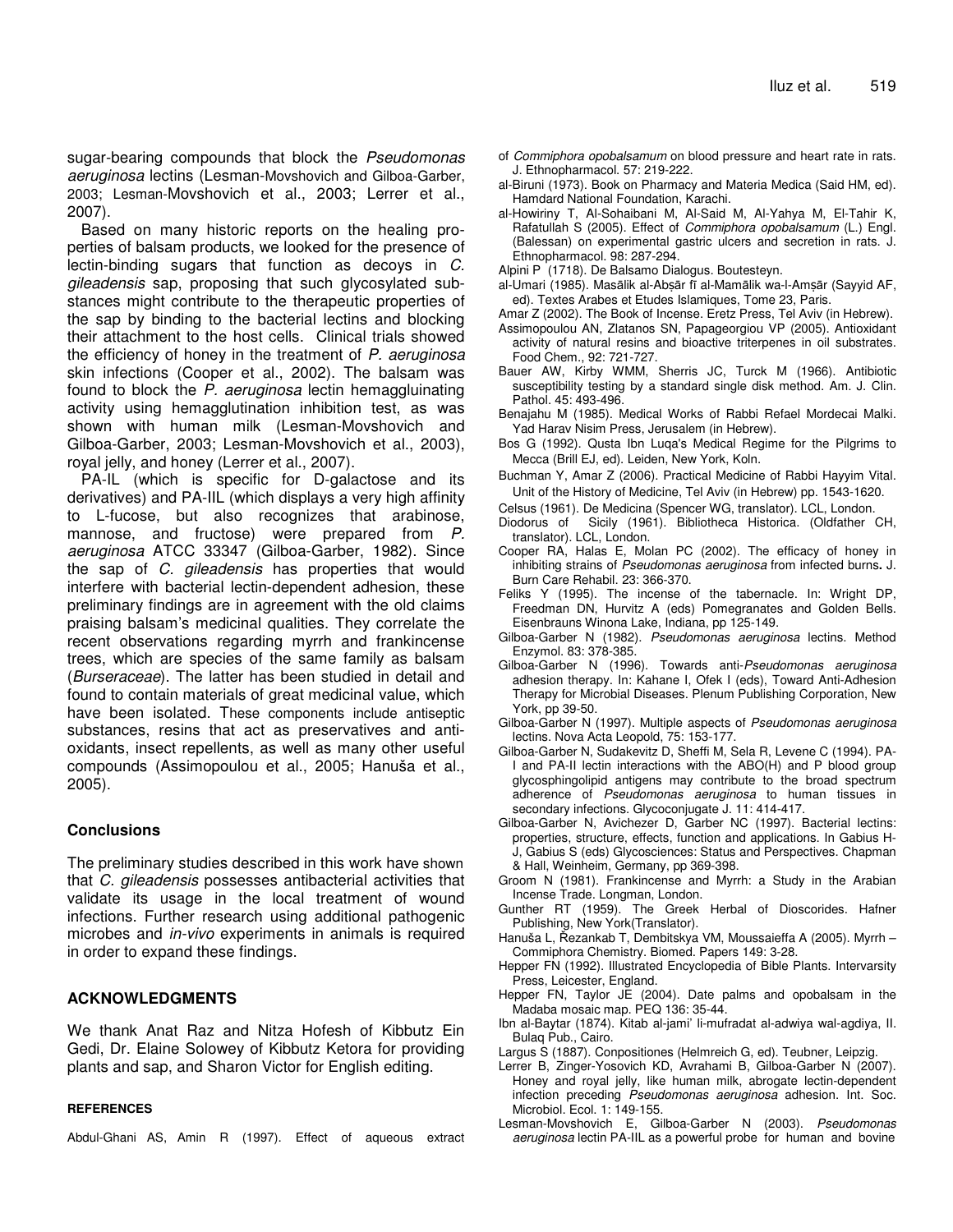sugar-bearing compounds that block the *Pseudomonas aeruginosa* lectins (Lesman-Movshovich and Gilboa-Garber, 2003; Lesman-Movshovich et al., 2003; Lerrer et al., 2007).

Based on many historic reports on the healing properties of balsam products, we looked for the presence of lectin-binding sugars that function as decoys in *C. gileadensis* sap, proposing that such glycosylated substances might contribute to the therapeutic properties of the sap by binding to the bacterial lectins and blocking their attachment to the host cells. Clinical trials showed the efficiency of honey in the treatment of *P. aeruginosa* skin infections (Cooper et al., 2002). The balsam was found to block the *P. aeruginosa* lectin hemaggluinating activity using hemagglutination inhibition test, as was shown with human milk (Lesman-Movshovich and Gilboa-Garber, 2003; Lesman-Movshovich et al., 2003), royal jelly, and honey (Lerrer et al., 2007).

PA-IL (which is specific for D-galactose and its derivatives) and PA-IIL (which displays a very high affinity to L-fucose, but also recognizes that arabinose, mannose, and fructose) were prepared from *P. aeruginosa* ATCC 33347 (Gilboa-Garber, 1982). Since the sap of *C. gileadensis* has properties that would interfere with bacterial lectin-dependent adhesion, these preliminary findings are in agreement with the old claims praising balsam's medicinal qualities. They correlate the recent observations regarding myrrh and frankincense trees, which are species of the same family as balsam (*Burseraceae*). The latter has been studied in detail and found to contain materials of great medicinal value, which have been isolated. These components include antiseptic substances, resins that act as preservatives and antioxidants, insect repellents, as well as many other useful compounds (Assimopoulou et al., 2005; Hanuša et al., 2005).

## Conclusions

The preliminary studies described in this work have shown that *C. gileadensis* possesses antibacterial activities that validate its usage in the local treatment of wound infections. Further research using additional pathogenic microbes and *in-vivo* experiments in animals is required in order to expand these findings.

## ACKNOWLEDGMENTS

We thank Anat Raz and Nitza Hofesh of Kibbutz Ein Gedi, Dr. Elaine Solowey of Kibbutz Ketora for providing plants and sap, and Sharon Victor for English editing.

### REFERENCES

Abdul-Ghani AS, Amin R (1997). Effect of aqueous extract of *Commiphora opobalsamum* on blood pressure and heart rate in rats. J. Ethnopharmacol. 57: 219-222.

al-Biruni (1973). Book on Pharmacy and Materia Medica (Said HM, ed). Hamdard National Foundation, Karachi.

al-Howiriny T, Al-Sohaibani M, Al-Said M, Al-Yahya M, El-Tahir K, Rafatullah S (2005). Effect of *Commiphora opobalsamum* (L.) Engl. (Balessan) on experimental gastric ulcers and secretion in rats. J. Ethnopharmacol. 98: 287-294.

Alpini P (1718). De Balsamo Dialogus. Boutesteyn.

al-Umari (1985). Masālik al-Abṣār fī al-Mamālik wa-l-Amṣār (Sayyid AF, ed). Textes Arabes et Etudes Islamiques, Tome 23, Paris.

Amar Z (2002). The Book of Incense. Eretz Press, Tel Aviv (in Hebrew).

Assimopoulou AN, Zlatanos SN, Papageorgiou VP (2005). Antioxidant activity of natural resins and bioactive triterpenes in oil substrates. Food Chem., 92: 721-727.

Bauer AW, Kirby WMM, Sherris JC, Turck M (1966). Antibiotic susceptibility testing by a standard single disk method. Am. J. Clin. Pathol. 45: 493-496.

Benajahu M (1985). Medical Works of Rabbi Refael Mordecai Malki. Yad Harav Nisim Press, Jerusalem (in Hebrew).

Bos G (1992). Qusta Ibn Luqa's Medical Regime for the Pilgrims to Mecca (Brill EJ, ed). Leiden, New York, Koln.

Buchman Y, Amar Z (2006). Practical Medicine of Rabbi Hayyim Vital. Unit of the History of Medicine, Tel Aviv (in Hebrew) pp. 1543-1620.

Celsus (1961). De Medicina (Spencer WG, translator). LCL, London.

Diodorus of Sicily (1961). Bibliotheca Historica. (Oldfather CH, translator). LCL, London.

Cooper RA, Halas E, Molan PC (2002). The efficacy of honey in inhibiting strains of *Pseudomonas aeruginosa* from infected burns**.** J. Burn Care Rehabil. 23: 366-370.

Feliks Y (1995). The incense of the tabernacle. In: Wright DP, Freedman DN, Hurvitz A (eds) Pomegranates and Golden Bells. Eisenbrauns Winona Lake, Indiana, pp 125-149.

Gilboa-Garber N (1982). *Pseudomonas aeruginosa* lectins. Method Enzymol. 83: 378-385.

Gilboa-Garber N (1996). Towards anti-*Pseudomonas aeruginosa* adhesion therapy. In: Kahane I, Ofek I (eds), Toward Anti-Adhesion Therapy for Microbial Diseases. Plenum Publishing Corporation, New York, pp 39-50.

Gilboa-Garber N (1997). Multiple aspects of *Pseudomonas aeruginosa* lectins. Nova Acta Leopold, 75: 153-177.

Gilboa-Garber N, Sudakevitz D, Sheffi M, Sela R, Levene C (1994). PA-I and PA-II lectin interactions with the ABO(H) and P blood group glycosphingolipid antigens may contribute to the broad spectrum adherence of *Pseudomonas aeruginosa* to human tissues in secondary infections. Glycoconjugate J. 11: 414-417.

Gilboa-Garber N, Avichezer D, Garber NC (1997). Bacterial lectins: properties, structure, effects, function and applications. In Gabius H-J, Gabius S (eds) Glycosciences: Status and Perspectives. Chapman & Hall, Weinheim, Germany, pp 369-398.

Groom N (1981). Frankincense and Myrrh: a Study in the Arabian Incense Trade. Longman, London.

Gunther RT (1959). The Greek Herbal of Dioscorides. Hafner Publishing, New York(Translator).

Hanuša L, Řezankab T, Dembitskya VM, Moussaieffa A (2005). Myrrh – Commiphora Chemistry. Biomed. Papers 149: 3-28.

Hepper FN (1992). Illustrated Encyclopedia of Bible Plants. Intervarsity Press, Leicester, England.

Hepper FN, Taylor JE (2004). Date palms and opobalsam in the Madaba mosaic map. PEQ 136: 35-44.

Ibn al-Baytar (1874). Kitab al-jami' li-mufradat al-adwiya wal-agdiya, II. Bulaq Pub., Cairo.

Largus S (1887). Conpositiones (Helmreich G, ed). Teubner, Leipzig.

Lerrer B, Zinger-Yosovich KD, Avrahami B, Gilboa-Garber N (2007). Honey and royal jelly, like human milk, abrogate lectin-dependent infection preceding *Pseudomonas aeruginosa* adhesion. Int. Soc. Microbiol. Ecol. 1: 149-155.

Lesman-Movshovich E, Gilboa-Garber N (2003). *Pseudomonas aeruginosa* lectin PA-IIL as a powerful probe for human and bovine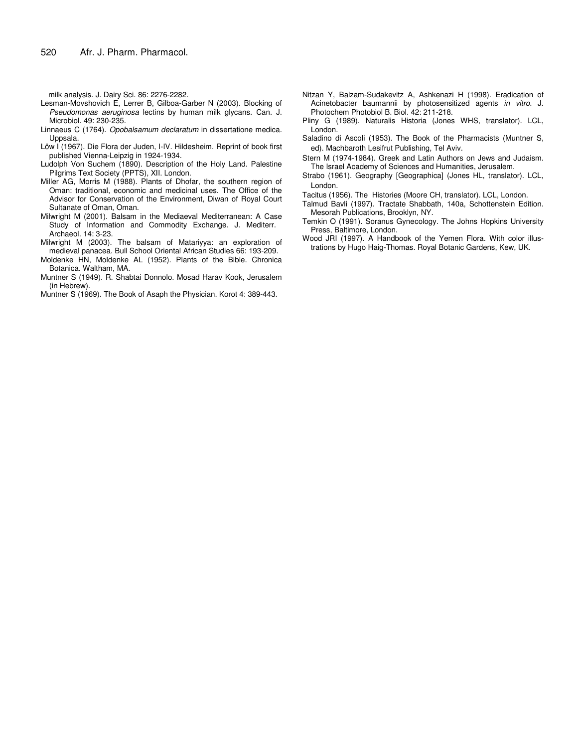milk analysis. J. Dairy Sci. 86: 2276-2282.

Lesman-Movshovich E, Lerrer B, Gilboa-Garber N (2003). Blocking of *Pseudomonas aeruginosa* lectins by human milk glycans. Can. J. Microbiol. 49: 230-235.

Linnaeus C (1764). *Opobalsamum declaratum* in dissertatione medica. Uppsala.

Löw I (1967). Die Flora der Juden, I-IV. Hildesheim. Reprint of book first published Vienna-Leipzig in 1924-1934.

Ludolph Von Suchem (1890). Description of the Holy Land. Palestine Pilgrims Text Society (PPTS), XII. London.

Miller AG, Morris M (1988). Plants of Dhofar, the southern region of Oman: traditional, economic and medicinal uses. The Office of the Advisor for Conservation of the Environment, Diwan of Royal Court Sultanate of Oman, Oman.

Milwright M (2001). Balsam in the Mediaeval Mediterranean: A Case Study of Information and Commodity Exchange. J. Mediterr. Archaeol. 14: 3-23.

Milwright M (2003). The balsam of Matariyya: an exploration of medieval panacea. Bull School Oriental African Studies 66: 193-209.

Moldenke HN, Moldenke AL (1952). Plants of the Bible. Chronica Botanica. Waltham, MA.

Muntner S (1949). R. Shabtai Donnolo. Mosad Harav Kook, Jerusalem (in Hebrew).

Muntner S (1969). The Book of Asaph the Physician. Korot 4: 389-443.

Nitzan Y, Balzam-Sudakevitz A, Ashkenazi H (1998). Eradication of Acinetobacter baumannii by photosensitized agents *in vitro*. J. Photochem Photobiol B. Biol. 42: 211-218.

Pliny G (1989). Naturalis Historia (Jones WHS, translator). LCL, London.

Saladino di Ascoli (1953). The Book of the Pharmacists (Muntner S, ed). Machbaroth Lesifrut Publishing, Tel Aviv.

Stern M (1974-1984). Greek and Latin Authors on Jews and Judaism. The Israel Academy of Sciences and Humanities, Jerusalem.

Strabo (1961). Geography [Geographica] (Jones HL, translator). LCL, London.

Tacitus (1956). The Histories (Moore CH, translator). LCL, London.

Talmud Bavli (1997). Tractate Shabbath, 140a, Schottenstein Edition. Mesorah Publications, Brooklyn, NY.

Temkin O (1991). Soranus Gynecology. The Johns Hopkins University Press, Baltimore, London.

Wood JRI (1997). A Handbook of the Yemen Flora. With color illustrations by Hugo Haig-Thomas. Royal Botanic Gardens, Kew, UK.